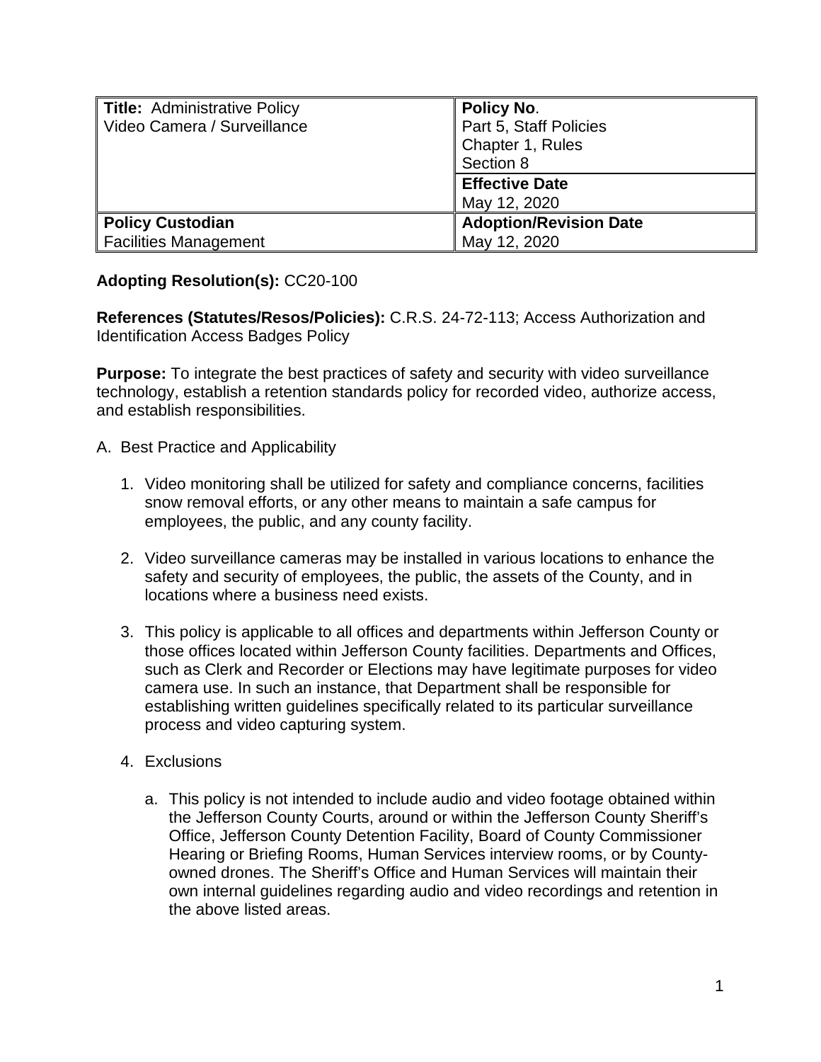| **Title:** Administrative Policy<br>Video Camera / Surveillance | **Policy No**.<br>Part 5, Staff Policies<br>Chapter 1, Rules<br>Section 8 |
| --- | --- |
| | **Effective Date**<br>May 12, 2020 |
| **Policy Custodian**<br>Facilities Management | **Adoption/Revision Date**<br>May 12, 2020 |

**Adopting Resolution(s):** CC20-100

**References (Statutes/Resos/Policies):** C.R.S. 24-72-113; Access Authorization and Identification Access Badges Policy

**Purpose:** To integrate the best practices of safety and security with video surveillance technology, establish a retention standards policy for recorded video, authorize access, and establish responsibilities.

A. Best Practice and Applicability

1. Video monitoring shall be utilized for safety and compliance concerns, facilities snow removal efforts, or any other means to maintain a safe campus for employees, the public, and any county facility.

2. Video surveillance cameras may be installed in various locations to enhance the safety and security of employees, the public, the assets of the County, and in locations where a business need exists.

3. This policy is applicable to all offices and departments within Jefferson County or those offices located within Jefferson County facilities. Departments and Offices, such as Clerk and Recorder or Elections may have legitimate purposes for video camera use. In such an instance, that Department shall be responsible for establishing written guidelines specifically related to its particular surveillance process and video capturing system.

4. Exclusions

   a. This policy is not intended to include audio and video footage obtained within the Jefferson County Courts, around or within the Jefferson County Sheriff's Office, Jefferson County Detention Facility, Board of County Commissioner Hearing or Briefing Rooms, Human Services interview rooms, or by County-owned drones. The Sheriff's Office and Human Services will maintain their own internal guidelines regarding audio and video recordings and retention in the above listed areas.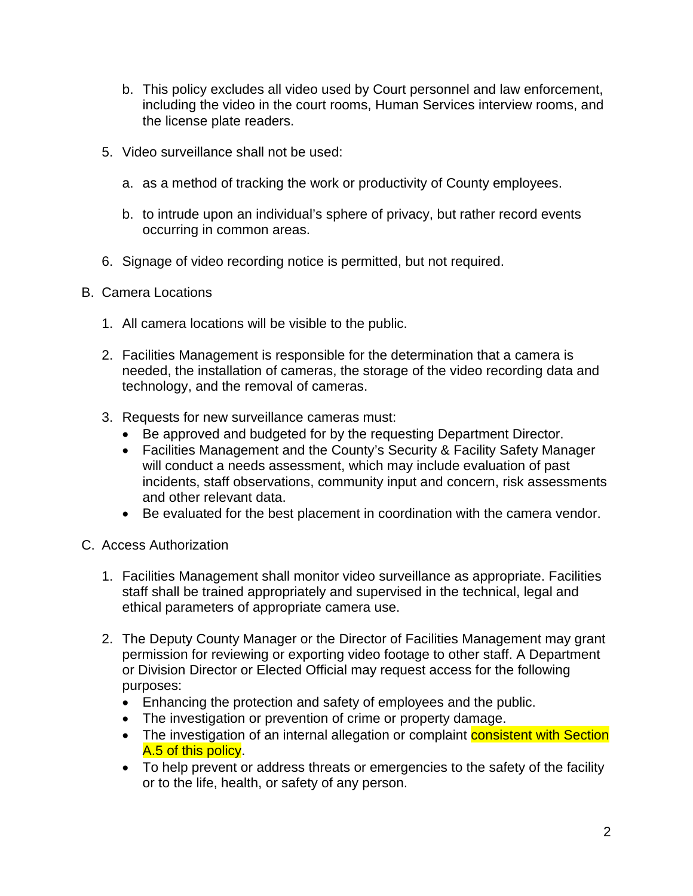b. This policy excludes all video used by Court personnel and law enforcement, including the video in the court rooms, Human Services interview rooms, and the license plate readers.

5. Video surveillance shall not be used:

   a. as a method of tracking the work or productivity of County employees.

   b. to intrude upon an individual's sphere of privacy, but rather record events occurring in common areas.

6. Signage of video recording notice is permitted, but not required.

B. Camera Locations

1. All camera locations will be visible to the public.

2. Facilities Management is responsible for the determination that a camera is needed, the installation of cameras, the storage of the video recording data and technology, and the removal of cameras.

3. Requests for new surveillance cameras must:
   - Be approved and budgeted for by the requesting Department Director.
   - Facilities Management and the County's Security & Facility Safety Manager will conduct a needs assessment, which may include evaluation of past incidents, staff observations, community input and concern, risk assessments and other relevant data.
   - Be evaluated for the best placement in coordination with the camera vendor.

C. Access Authorization

1. Facilities Management shall monitor video surveillance as appropriate. Facilities staff shall be trained appropriately and supervised in the technical, legal and ethical parameters of appropriate camera use.

2. The Deputy County Manager or the Director of Facilities Management may grant permission for reviewing or exporting video footage to other staff. A Department or Division Director or Elected Official may request access for the following purposes:
   - Enhancing the protection and safety of employees and the public.
   - The investigation or prevention of crime or property damage.
   - The investigation of an internal allegation or complaint consistent with Section A.5 of this policy.
   - To help prevent or address threats or emergencies to the safety of the facility or to the life, health, or safety of any person.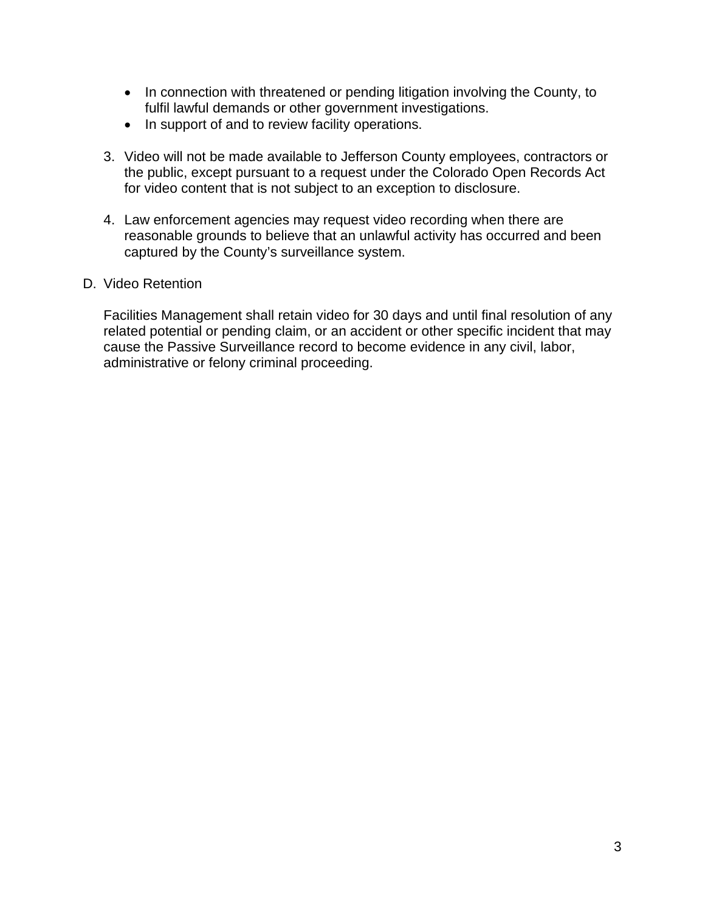- In connection with threatened or pending litigation involving the County, to fulfil lawful demands or other government investigations.
- In support of and to review facility operations.

3. Video will not be made available to Jefferson County employees, contractors or the public, except pursuant to a request under the Colorado Open Records Act for video content that is not subject to an exception to disclosure.

4. Law enforcement agencies may request video recording when there are reasonable grounds to believe that an unlawful activity has occurred and been captured by the County's surveillance system.

D. Video Retention

Facilities Management shall retain video for 30 days and until final resolution of any related potential or pending claim, or an accident or other specific incident that may cause the Passive Surveillance record to become evidence in any civil, labor, administrative or felony criminal proceeding.